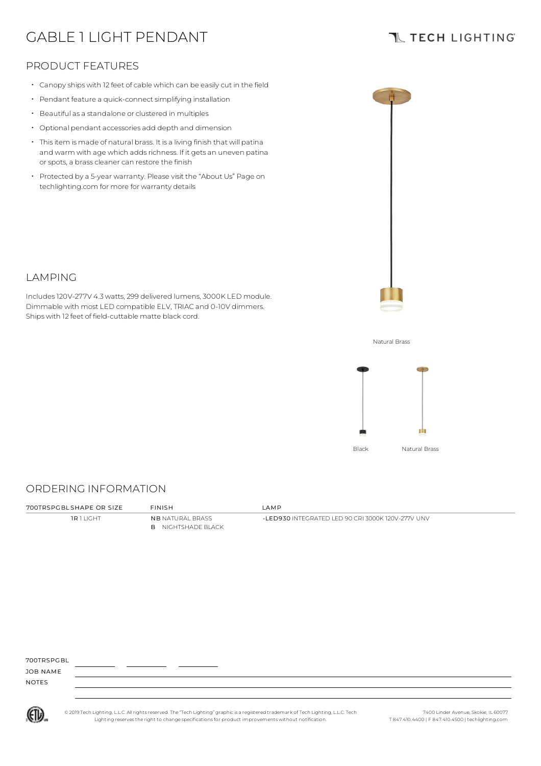# GABLE 1 LIGHT PENDANT

TECH LIGHTING

## PRODUCT FEATURES

- Canopy ships with 12 feet of cable which can be easily cut in the field
- Pendant feature a quick-connect simplifying installation
- Beautiful as a standalone or clustered in multiples
- Optional pendant accessories add depth and dimension
- This item is made of natural brass. It is a living finish that will patina and warm with age which adds richness. If it gets an uneven patina or spots, a brass cleaner can restore the finish
- Protected by a 5-year warranty. Please visit the "About Us" Page on techlighting.com for more for warranty details

## LAMPING

Includes 120V-277V 4.3 watts, 299 delivered lumens, 3000K LED module. Dimmable with most LED compatible ELV, TRIAC and 0-10V dimmers. Ships with 12 feet of field-cuttable matte black cord.

Natural Brass

Black Natural Brass

## ORDERING INFORMATION

| 700TRSPGBL SHAPE OR SIZE | FINISH | LAMP |
|---|---|---|
| **1R** 1 LIGHT | **NB** NATURAL BRASS<br>**B** NIGHTSHADE BLACK | **-LED930** INTEGRATED LED 90 CRI 3000K 120V-277V UNV |

700TRSPGBL \_\_\_\_\_\_\_\_ \_\_\_\_\_\_\_\_ \_\_\_\_\_\_\_\_

JOB NAME

NOTES

© 2019 Tech Lighting, L.L.C. All rights reserved. The "Tech Lighting" graphic is a registered trademark of Tech Lighting, L.L.C. Tech Lighting reserves the right to change specifications for product improvements without notification.

7400 Linder Avenue, Skokie, IL 60077
T 847.410.4400 | F 847.410.4500 | techlighting.com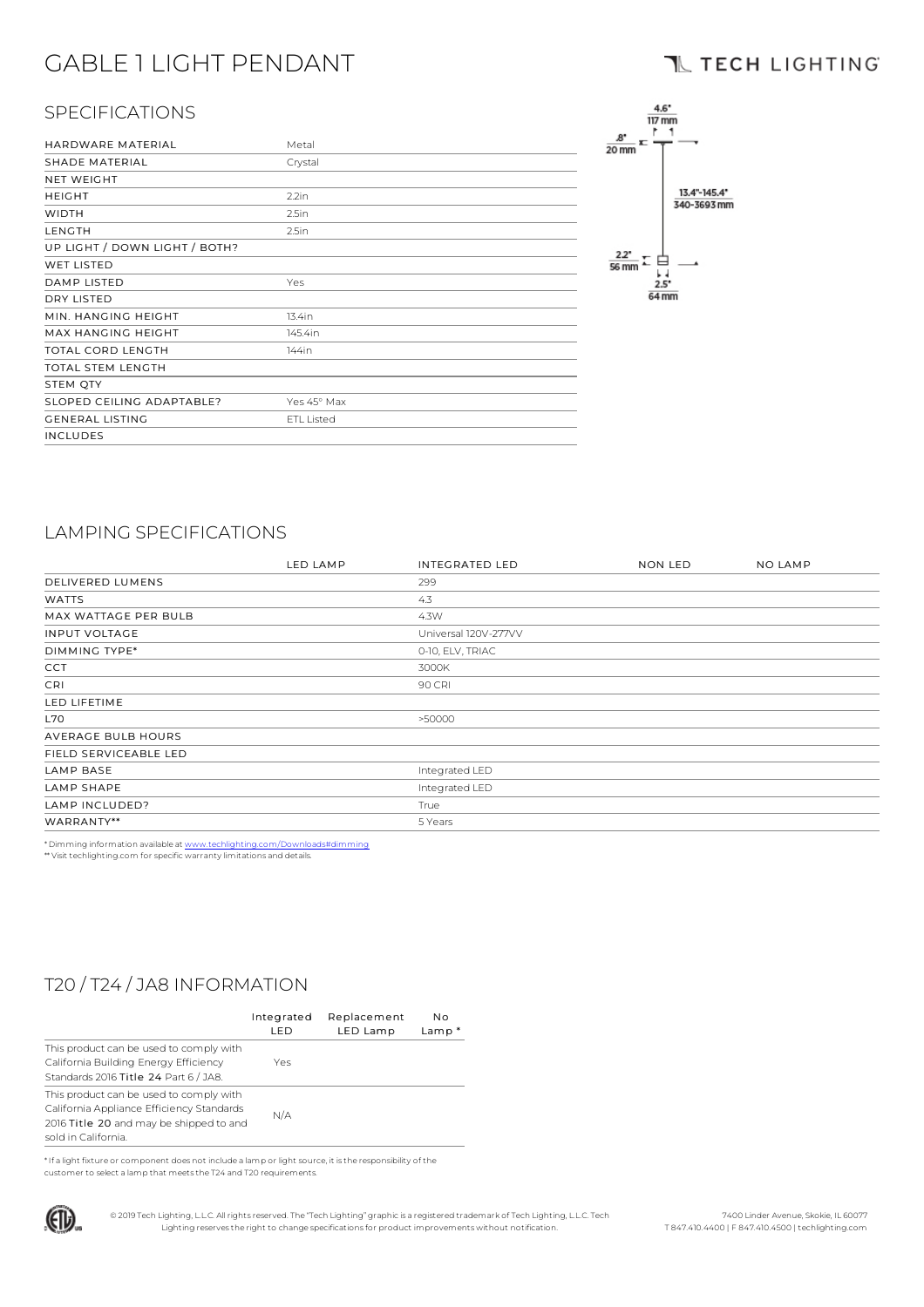# GABLE 1 LIGHT PENDANT

TECH LIGHTING

## SPECIFICATIONS

| | |
|---|---|
| HARDWARE MATERIAL | Metal |
| SHADE MATERIAL | Crystal |
| NET WEIGHT | |
| HEIGHT | 2.2in |
| WIDTH | 2.5in |
| LENGTH | 2.5in |
| UP LIGHT / DOWN LIGHT / BOTH? | |
| WET LISTED | |
| DAMP LISTED | Yes |
| DRY LISTED | |
| MIN. HANGING HEIGHT | 13.4in |
| MAX HANGING HEIGHT | 145.4in |
| TOTAL CORD LENGTH | 144in |
| TOTAL STEM LENGTH | |
| STEM QTY | |
| SLOPED CEILING ADAPTABLE? | Yes 45° Max |
| GENERAL LISTING | ETL Listed |
| INCLUDES | |

4.6"
117 mm
.8"
20 mm
13.4"-145.4"
340-3693 mm
2.2"
56 mm
2.5"
64 mm

## LAMPING SPECIFICATIONS

| | LED LAMP | INTEGRATED LED | NON LED | NO LAMP |
|---|---|---|---|---|
| DELIVERED LUMENS | | 299 | | |
| WATTS | | 4.3 | | |
| MAX WATTAGE PER BULB | | 4.3W | | |
| INPUT VOLTAGE | | Universal 120V-277VV | | |
| DIMMING TYPE* | | 0-10, ELV, TRIAC | | |
| CCT | | 3000K | | |
| CRI | | 90 CRI | | |
| LED LIFETIME | | | | |
| L70 | | >50000 | | |
| AVERAGE BULB HOURS | | | | |
| FIELD SERVICEABLE LED | | | | |
| LAMP BASE | | Integrated LED | | |
| LAMP SHAPE | | Integrated LED | | |
| LAMP INCLUDED? | | True | | |
| WARRANTY** | | 5 Years | | |

* Dimming information available at www.techlighting.com/Downloads#dimming
** Visit techlighting.com for specific warranty limitations and details.

## T20 / T24 / JA8 INFORMATION

| | Integrated LED | Replacement LED Lamp | No Lamp * |
|---|---|---|---|
| This product can be used to comply with California Building Energy Efficiency Standards 2016 **Title 24** Part 6 / JA8. | Yes | | |
| This product can be used to comply with California Appliance Efficiency Standards 2016 **Title 20** and may be shipped to and sold in California. | N/A | | |

* If a light fixture or component does not include a lamp or light source, it is the responsibility of the customer to select a lamp that meets the T24 and T20 requirements.

© 2019 Tech Lighting, L.L.C. All rights reserved. The "Tech Lighting" graphic is a registered trademark of Tech Lighting, L.L.C. Tech Lighting reserves the right to change specifications for product improvements without notification.

7400 Linder Avenue, Skokie, IL 60077
T 847.410.4400 | F 847.410.4500 | techlighting.com